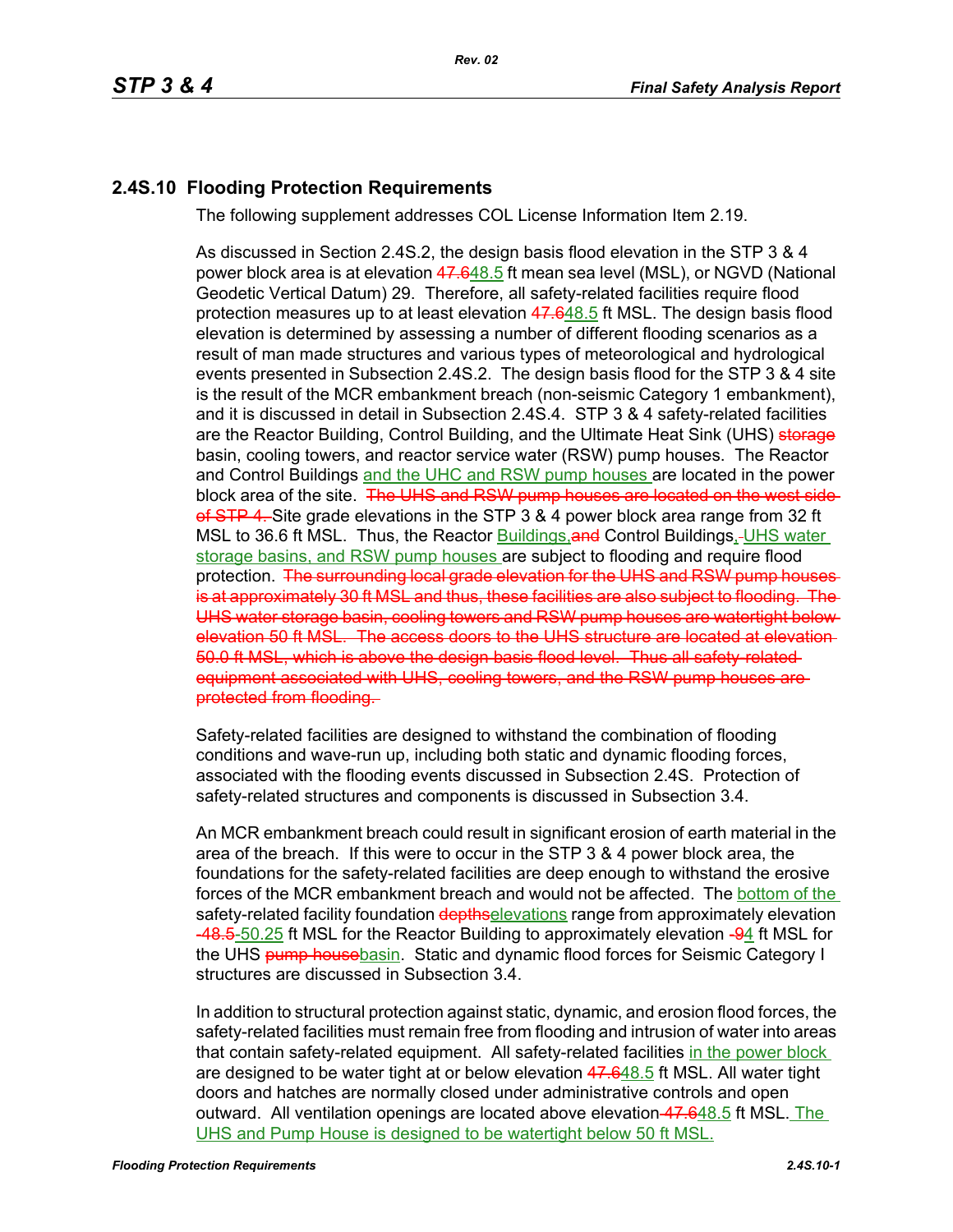## 2.4S.10 Flooding Protection Requirements

The following supplement addresses COL License Information Item 2.19.

As discussed in Section 2.4S.2, the design basis flood elevation in the STP 3 & 4 power block area is at elevation ~~47.6~~48.5 ft mean sea level (MSL), or NGVD (National Geodetic Vertical Datum) 29. Therefore, all safety-related facilities require flood protection measures up to at least elevation ~~47.6~~48.5 ft MSL. The design basis flood elevation is determined by assessing a number of different flooding scenarios as a result of man made structures and various types of meteorological and hydrological events presented in Subsection 2.4S.2. The design basis flood for the STP 3 & 4 site is the result of the MCR embankment breach (non-seismic Category 1 embankment), and it is discussed in detail in Subsection 2.4S.4. STP 3 & 4 safety-related facilities are the Reactor Building, Control Building, and the Ultimate Heat Sink (UHS) ~~storage~~ basin, cooling towers, and reactor service water (RSW) pump houses. The Reactor and Control Buildings and the UHC and RSW pump houses are located in the power block area of the site. ~~The UHS and RSW pump houses are located on the west side of STP 4.~~ Site grade elevations in the STP 3 & 4 power block area range from 32 ft MSL to 36.6 ft MSL. Thus, the Reactor Buildings, ~~and~~ Control Buildings, ~~-~~UHS water storage basins, and RSW pump houses are subject to flooding and require flood protection. ~~The surrounding local grade elevation for the UHS and RSW pump houses is at approximately 30 ft MSL and thus, these facilities are also subject to flooding. The UHS water storage basin, cooling towers and RSW pump houses are watertight below elevation 50 ft MSL. The access doors to the UHS structure are located at elevation 50.0 ft MSL, which is above the design basis flood level. Thus all safety-related equipment associated with UHS, cooling towers, and the RSW pump houses are protected from flooding.~~

Safety-related facilities are designed to withstand the combination of flooding conditions and wave-run up, including both static and dynamic flooding forces, associated with the flooding events discussed in Subsection 2.4S. Protection of safety-related structures and components is discussed in Subsection 3.4.

An MCR embankment breach could result in significant erosion of earth material in the area of the breach. If this were to occur in the STP 3 & 4 power block area, the foundations for the safety-related facilities are deep enough to withstand the erosive forces of the MCR embankment breach and would not be affected. The bottom of the safety-related facility foundation ~~depths~~elevations range from approximately elevation ~~-48.5~~ -50.25 ft MSL for the Reactor Building to approximately elevation ~~-9~~4 ft MSL for the UHS ~~pump house~~basin. Static and dynamic flood forces for Seismic Category I structures are discussed in Subsection 3.4.

In addition to structural protection against static, dynamic, and erosion flood forces, the safety-related facilities must remain free from flooding and intrusion of water into areas that contain safety-related equipment. All safety-related facilities in the power block are designed to be water tight at or below elevation ~~47.6~~48.5 ft MSL. All water tight doors and hatches are normally closed under administrative controls and open outward. All ventilation openings are located above elevation ~~47.6~~48.5 ft MSL. The UHS and Pump House is designed to be watertight below 50 ft MSL.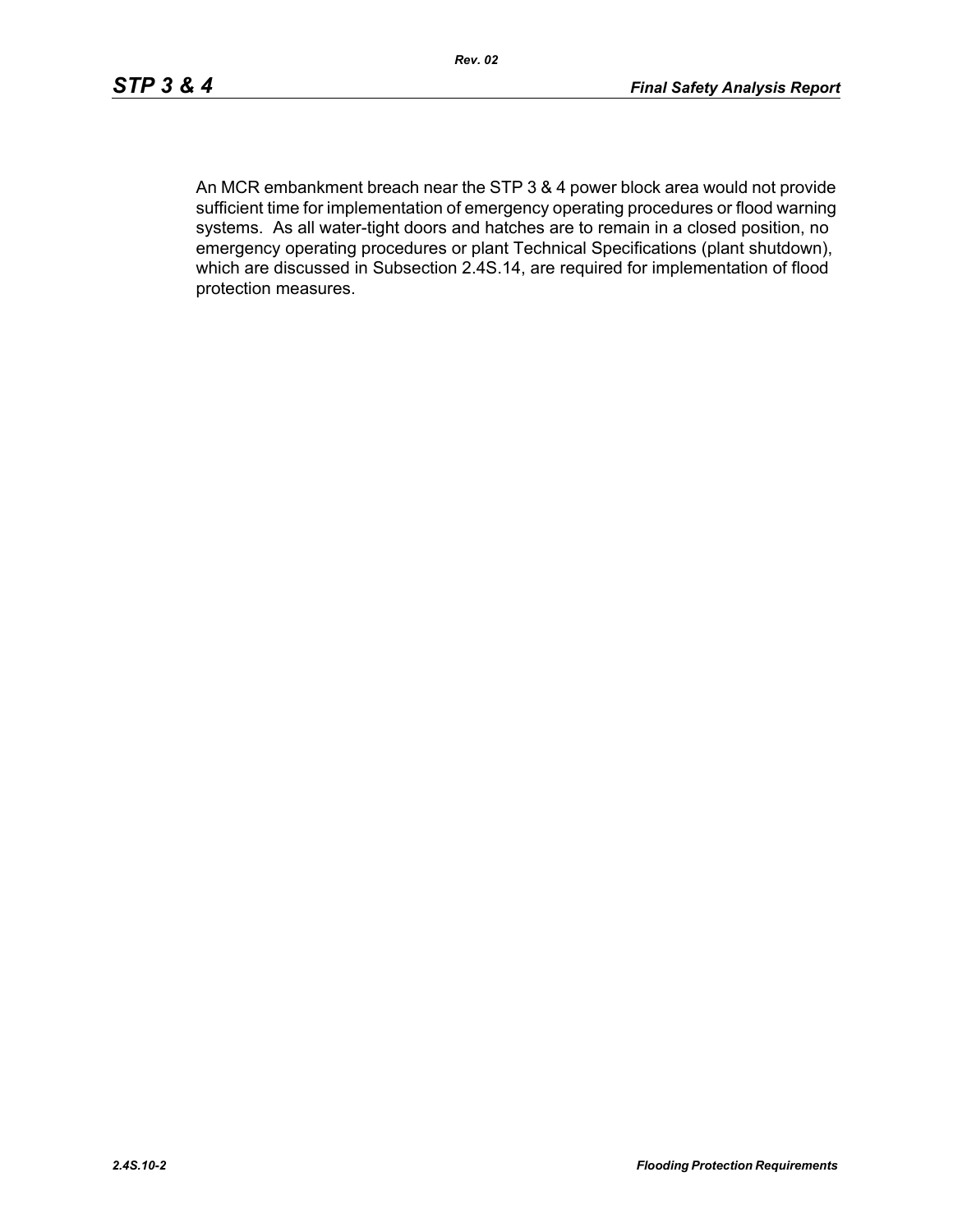An MCR embankment breach near the STP 3 & 4 power block area would not provide sufficient time for implementation of emergency operating procedures or flood warning systems. As all water-tight doors and hatches are to remain in a closed position, no emergency operating procedures or plant Technical Specifications (plant shutdown), which are discussed in Subsection 2.4S.14, are required for implementation of flood protection measures.